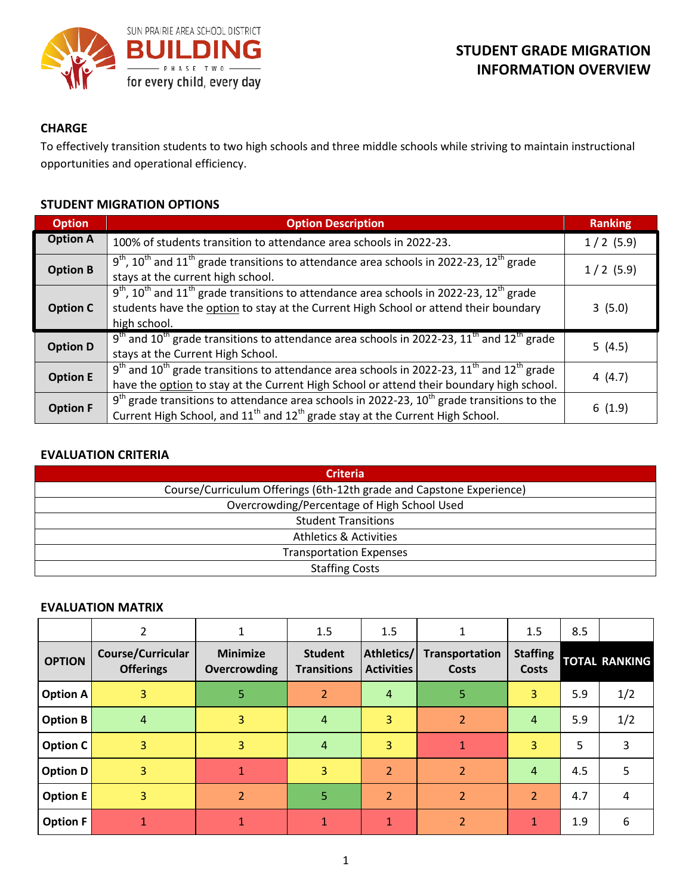SUN PRAIRIE AREA SCHOOL DISTRICT
**BUILDING**
PHASE TWO
for every child, every day

# STUDENT GRADE MIGRATION INFORMATION OVERVIEW

## CHARGE

To effectively transition students to two high schools and three middle schools while striving to maintain instructional opportunities and operational efficiency.

## STUDENT MIGRATION OPTIONS

| Option | Option Description | Ranking |
|---|---|---|
| **Option A** | 100% of students transition to attendance area schools in 2022-23. | 1 / 2 (5.9) |
| **Option B** | 9th, 10th and 11th grade transitions to attendance area schools in 2022-23, 12th grade stays at the current high school. | 1 / 2 (5.9) |
| **Option C** | 9th, 10th and 11th grade transitions to attendance area schools in 2022-23, 12th grade students have the option to stay at the Current High School or attend their boundary high school. | 3 (5.0) |
| **Option D** | 9th and 10th grade transitions to attendance area schools in 2022-23, 11th and 12th grade stays at the Current High School. | 5 (4.5) |
| **Option E** | 9th and 10th grade transitions to attendance area schools in 2022-23, 11th and 12th grade have the option to stay at the Current High School or attend their boundary high school. | 4 (4.7) |
| **Option F** | 9th grade transitions to attendance area schools in 2022-23, 10th grade transitions to the Current High School, and 11th and 12th grade stay at the Current High School. | 6 (1.9) |

## EVALUATION CRITERIA

| Criteria |
|---|
| Course/Curriculum Offerings (6th-12th grade and Capstone Experience) |
| Overcrowding/Percentage of High School Used |
| Student Transitions |
| Athletics & Activities |
| Transportation Expenses |
| Staffing Costs |

## EVALUATION MATRIX

| | 2 | 1 | 1.5 | 1.5 | 1 | 1.5 | 8.5 | |
|---|---|---|---|---|---|---|---|---|
| **OPTION** | **Course/Curricular Offerings** | **Minimize Overcrowding** | **Student Transitions** | **Athletics/ Activities** | **Transportation Costs** | **Staffing Costs** | **TOTAL** | **RANKING** |
| **Option A** | 3 | 5 | 2 | 4 | 5 | 3 | 5.9 | 1/2 |
| **Option B** | 4 | 3 | 4 | 3 | 2 | 4 | 5.9 | 1/2 |
| **Option C** | 3 | 3 | 4 | 3 | 1 | 3 | 5 | 3 |
| **Option D** | 3 | 1 | 3 | 2 | 2 | 4 | 4.5 | 5 |
| **Option E** | 3 | 2 | 5 | 2 | 2 | 2 | 4.7 | 4 |
| **Option F** | 1 | 1 | 1 | 1 | 2 | 1 | 1.9 | 6 |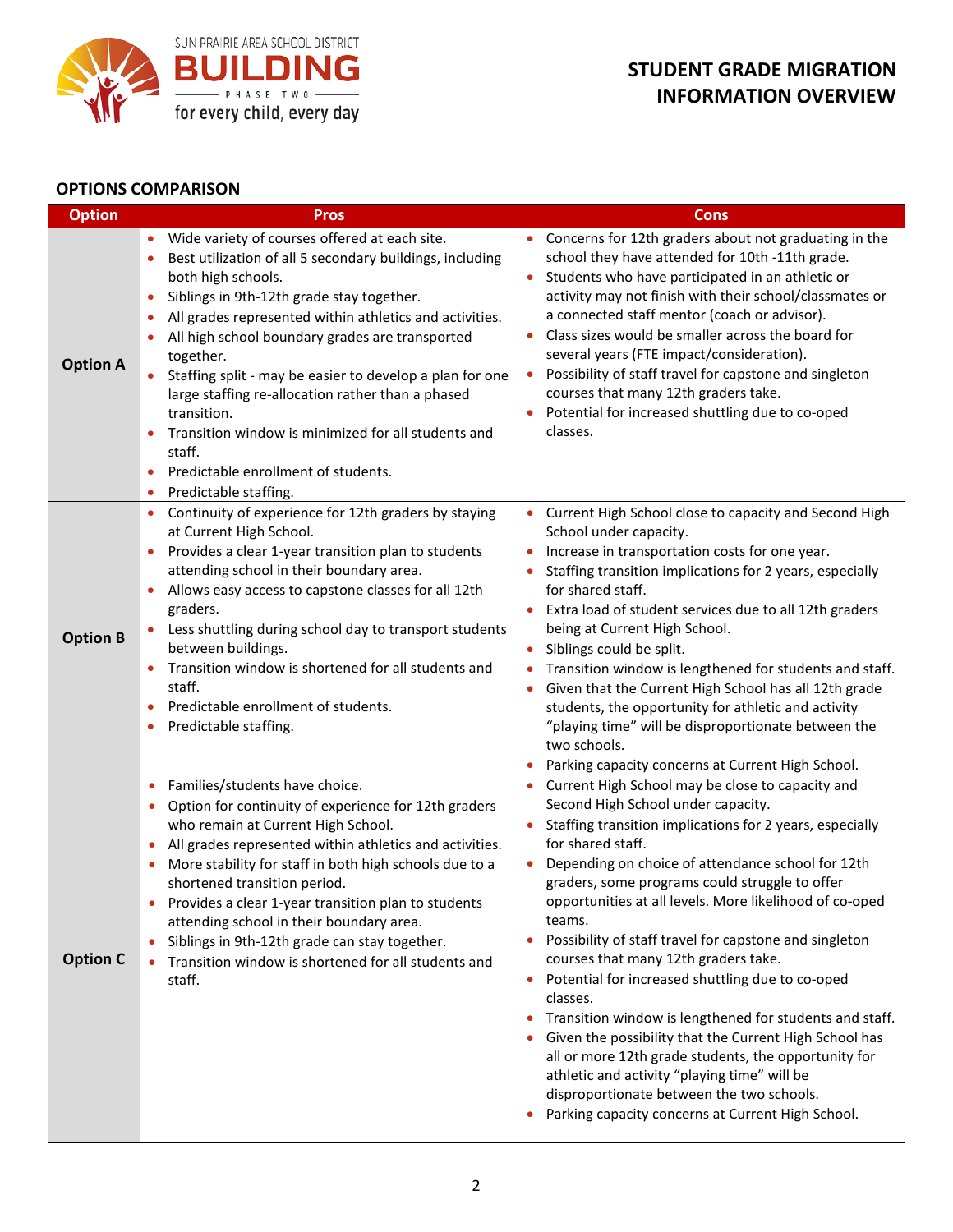SUN PRAIRIE AREA SCHOOL DISTRICT
**BUILDING**
PHASE TWO
for every child, every day

# STUDENT GRADE MIGRATION INFORMATION OVERVIEW

## OPTIONS COMPARISON

| Option | Pros | Cons |
|---|---|---|
| **Option A** | • Wide variety of courses offered at each site.<br>• Best utilization of all 5 secondary buildings, including both high schools.<br>• Siblings in 9th-12th grade stay together.<br>• All grades represented within athletics and activities.<br>• All high school boundary grades are transported together.<br>• Staffing split - may be easier to develop a plan for one large staffing re-allocation rather than a phased transition.<br>• Transition window is minimized for all students and staff.<br>• Predictable enrollment of students.<br>• Predictable staffing. | • Concerns for 12th graders about not graduating in the school they have attended for 10th -11th grade.<br>• Students who have participated in an athletic or activity may not finish with their school/classmates or a connected staff mentor (coach or advisor).<br>• Class sizes would be smaller across the board for several years (FTE impact/consideration).<br>• Possibility of staff travel for capstone and singleton courses that many 12th graders take.<br>• Potential for increased shuttling due to co-oped classes. |
| **Option B** | • Continuity of experience for 12th graders by staying at Current High School.<br>• Provides a clear 1-year transition plan to students attending school in their boundary area.<br>• Allows easy access to capstone classes for all 12th graders.<br>• Less shuttling during school day to transport students between buildings.<br>• Transition window is shortened for all students and staff.<br>• Predictable enrollment of students.<br>• Predictable staffing. | • Current High School close to capacity and Second High School under capacity.<br>• Increase in transportation costs for one year.<br>• Staffing transition implications for 2 years, especially for shared staff.<br>• Extra load of student services due to all 12th graders being at Current High School.<br>• Siblings could be split.<br>• Transition window is lengthened for students and staff.<br>• Given that the Current High School has all 12th grade students, the opportunity for athletic and activity "playing time" will be disproportionate between the two schools.<br>• Parking capacity concerns at Current High School. |
| **Option C** | • Families/students have choice.<br>• Option for continuity of experience for 12th graders who remain at Current High School.<br>• All grades represented within athletics and activities.<br>• More stability for staff in both high schools due to a shortened transition period.<br>• Provides a clear 1-year transition plan to students attending school in their boundary area.<br>• Siblings in 9th-12th grade can stay together.<br>• Transition window is shortened for all students and staff. | • Current High School may be close to capacity and Second High School under capacity.<br>• Staffing transition implications for 2 years, especially for shared staff.<br>• Depending on choice of attendance school for 12th graders, some programs could struggle to offer opportunities at all levels. More likelihood of co-oped teams.<br>• Possibility of staff travel for capstone and singleton courses that many 12th graders take.<br>• Potential for increased shuttling due to co-oped classes.<br>• Transition window is lengthened for students and staff.<br>• Given the possibility that the Current High School has all or more 12th grade students, the opportunity for athletic and activity "playing time" will be disproportionate between the two schools.<br>• Parking capacity concerns at Current High School. |